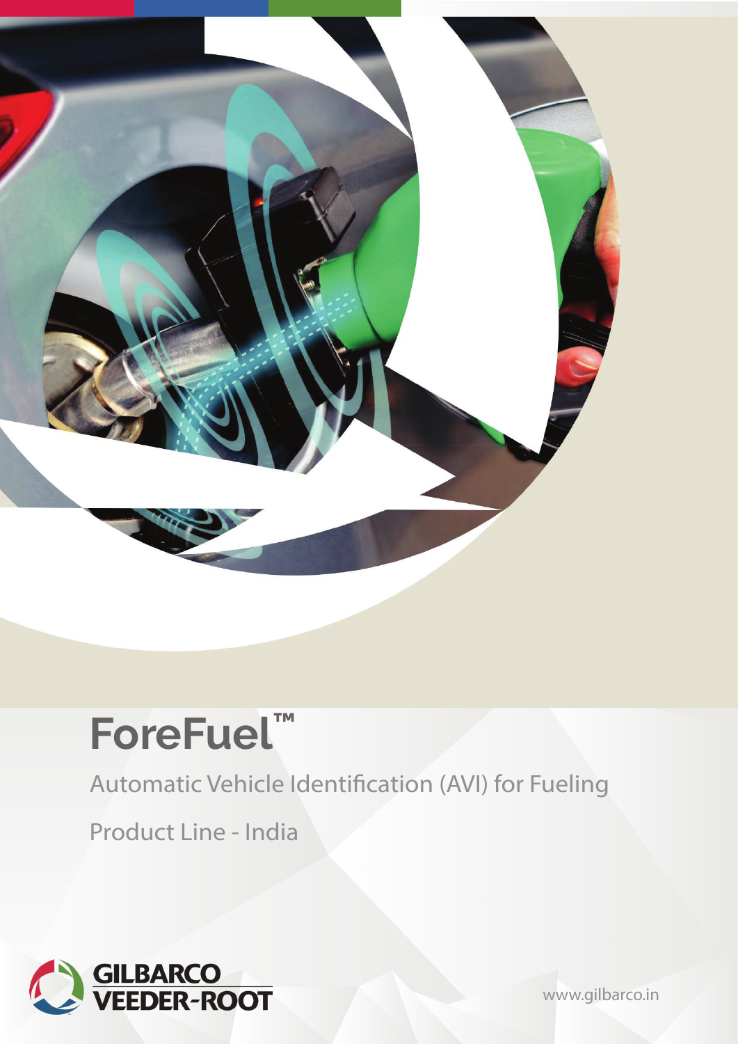# ForeFuel™

Automatic Vehicle Identification (AVI) for Fueling

Product Line - India

GILBARCO VEEDER-ROOT

www.gilbarco.in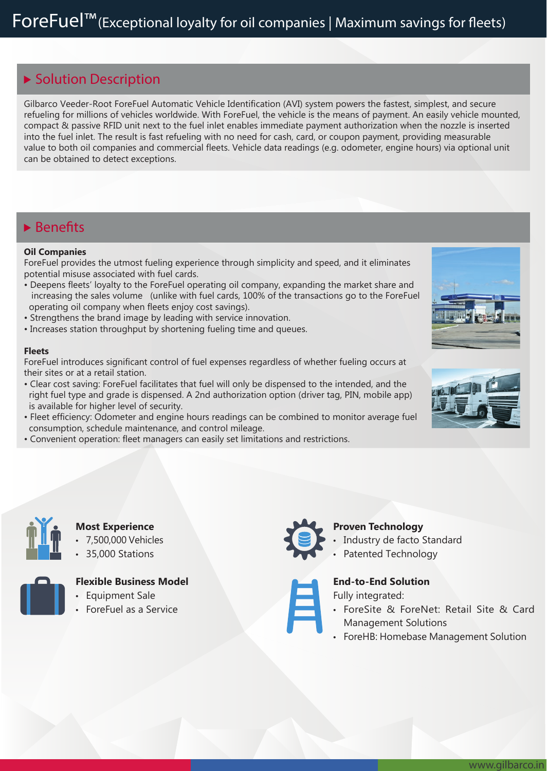# ForeFuel™ (Exceptional loyalty for oil companies | Maximum savings for fleets)

## ▶ Solution Description

Gilbarco Veeder-Root ForeFuel Automatic Vehicle Identification (AVI) system powers the fastest, simplest, and secure refueling for millions of vehicles worldwide. With ForeFuel, the vehicle is the means of payment. An easily vehicle mounted, compact & passive RFID unit next to the fuel inlet enables immediate payment authorization when the nozzle is inserted into the fuel inlet. The result is fast refueling with no need for cash, card, or coupon payment, providing measurable value to both oil companies and commercial fleets. Vehicle data readings (e.g. odometer, engine hours) via optional unit can be obtained to detect exceptions.

## ▶ Benefits

**Oil Companies**

ForeFuel provides the utmost fueling experience through simplicity and speed, and it eliminates potential misuse associated with fuel cards.

- Deepens fleets' loyalty to the ForeFuel operating oil company, expanding the market share and increasing the sales volume (unlike with fuel cards, 100% of the transactions go to the ForeFuel operating oil company when fleets enjoy cost savings).
- Strengthens the brand image by leading with service innovation.
- Increases station throughput by shortening fueling time and queues.

**Fleets**

ForeFuel introduces significant control of fuel expenses regardless of whether fueling occurs at their sites or at a retail station.

- Clear cost saving: ForeFuel facilitates that fuel will only be dispensed to the intended, and the right fuel type and grade is dispensed. A 2nd authorization option (driver tag, PIN, mobile app) is available for higher level of security.
- Fleet efficiency: Odometer and engine hours readings can be combined to monitor average fuel consumption, schedule maintenance, and control mileage.
- Convenient operation: fleet managers can easily set limitations and restrictions.

**Most Experience**

- 7,500,000 Vehicles
- 35,000 Stations

**Flexible Business Model**

- Equipment Sale
- ForeFuel as a Service

**Proven Technology**

- Industry de facto Standard
- Patented Technology

**End-to-End Solution**

Fully integrated:

- ForeSite & ForeNet: Retail Site & Card Management Solutions
- ForeHB: Homebase Management Solution

www.gilbarco.in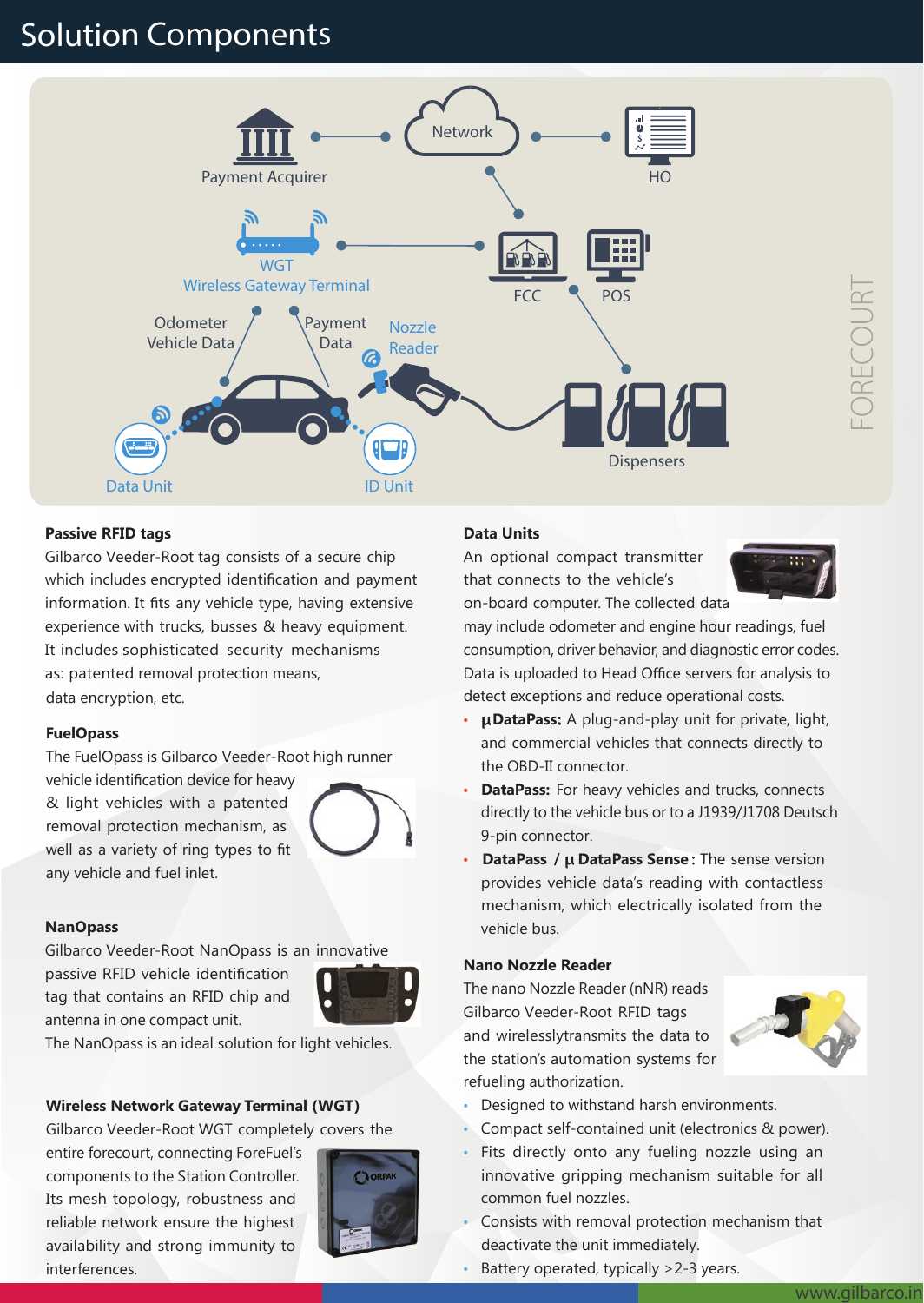# Solution Components

Payment Acquirer

Network

HO

WGT
Wireless Gateway Terminal

FCC

POS

Odometer Vehicle Data

Payment Data

Nozzle Reader

FORECOURT

Data Unit

ID Unit

Dispensers

**Passive RFID tags**

Gilbarco Veeder-Root tag consists of a secure chip which includes encrypted identification and payment information. It fits any vehicle type, having extensive experience with trucks, busses & heavy equipment. It includes sophisticated security mechanisms as: patented removal protection means, data encryption, etc.

**FuelOpass**

The FuelOpass is Gilbarco Veeder-Root high runner vehicle identification device for heavy & light vehicles with a patented removal protection mechanism, as well as a variety of ring types to fit any vehicle and fuel inlet.

**NanOpass**

Gilbarco Veeder-Root NanOpass is an innovative passive RFID vehicle identification tag that contains an RFID chip and antenna in one compact unit.
The NanOpass is an ideal solution for light vehicles.

**Wireless Network Gateway Terminal (WGT)**

Gilbarco Veeder-Root WGT completely covers the entire forecourt, connecting ForeFuel's components to the Station Controller. Its mesh topology, robustness and reliable network ensure the highest availability and strong immunity to interferences.

**Data Units**

An optional compact transmitter that connects to the vehicle's on-board computer. The collected data may include odometer and engine hour readings, fuel consumption, driver behavior, and diagnostic error codes. Data is uploaded to Head Office servers for analysis to detect exceptions and reduce operational costs.

- **µDataPass:** A plug-and-play unit for private, light, and commercial vehicles that connects directly to the OBD-II connector.
- **DataPass:** For heavy vehicles and trucks, connects directly to the vehicle bus or to a J1939/J1708 Deutsch 9-pin connector.
- **DataPass / µ DataPass Sense :** The sense version provides vehicle data's reading with contactless mechanism, which electrically isolated from the vehicle bus.

**Nano Nozzle Reader**

The nano Nozzle Reader (nNR) reads Gilbarco Veeder-Root RFID tags and wirelesslytransmits the data to the station's automation systems for refueling authorization.

- Designed to withstand harsh environments.
- Compact self-contained unit (electronics & power).
- Fits directly onto any fueling nozzle using an innovative gripping mechanism suitable for all common fuel nozzles.
- Consists with removal protection mechanism that deactivate the unit immediately.
- Battery operated, typically >2-3 years.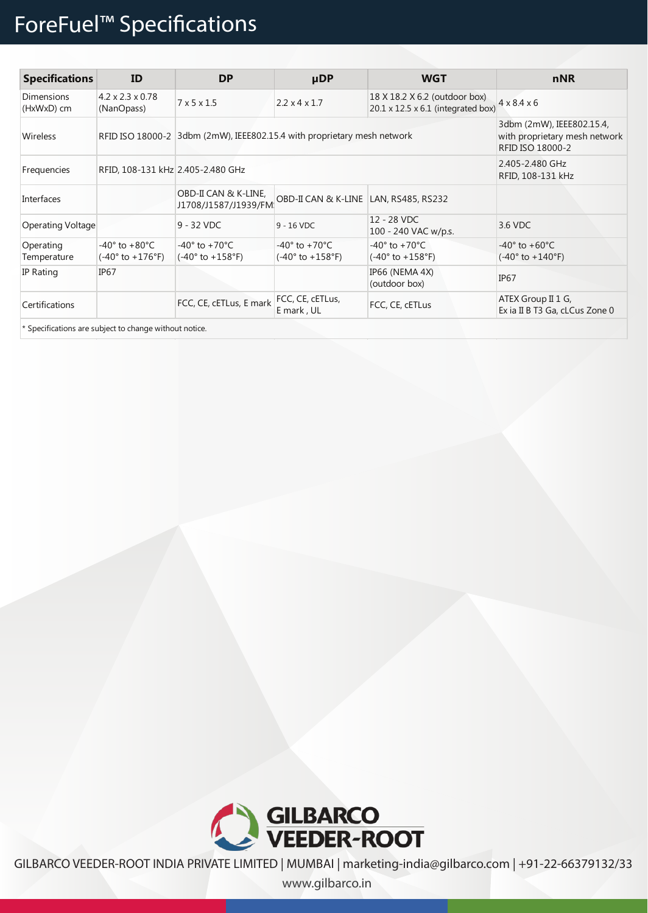# ForeFuel™ Specifications

| Specifications | ID | DP | µDP | WGT | nNR |
|---|---|---|---|---|---|
| Dimensions (HxWxD) cm | 4.2 x 2.3 x 0.78 (NanOpass) | 7 x 5 x 1.5 | 2.2 x 4 x 1.7 | 18 X 18.2 X 6.2 (outdoor box) 20.1 x 12.5 x 6.1 (integrated box) | 4 x 8.4 x 6 |
| Wireless | RFID ISO 18000-2 | 3dbm (2mW), IEEE802.15.4 with proprietary mesh network | | | 3dbm (2mW), IEEE802.15.4, with proprietary mesh network RFID ISO 18000-2 |
| Frequencies | RFID, 108-131 kHz | 2.405-2.480 GHz | | | 2.405-2.480 GHz RFID, 108-131 kHz |
| Interfaces | | OBD-II CAN & K-LINE, J1708/J1587/J1939/FM | OBD-II CAN & K-LINE | LAN, RS485, RS232 | |
| Operating Voltage | | 9 - 32 VDC | 9 - 16 VDC | 12 - 28 VDC 100 - 240 VAC w/p.s. | 3.6 VDC |
| Operating Temperature | -40° to +80°C (-40° to +176°F) | -40° to +70°C (-40° to +158°F) | -40° to +70°C (-40° to +158°F) | -40° to +70°C (-40° to +158°F) | -40° to +60°C (-40° to +140°F) |
| IP Rating | IP67 | | | IP66 (NEMA 4X) (outdoor box) | IP67 |
| Certifications | | FCC, CE, cETLus, E mark | FCC, CE, cETLus, E mark , UL | FCC, CE, cETLus | ATEX Group II 1 G, Ex ia II B T3 Ga, cLCus Zone 0 |

* Specifications are subject to change without notice.

GILBARCO VEEDER-ROOT

GILBARCO VEEDER-ROOT INDIA PRIVATE LIMITED | MUMBAI | marketing-india@gilbarco.com | +91-22-66379132/33

www.gilbarco.in